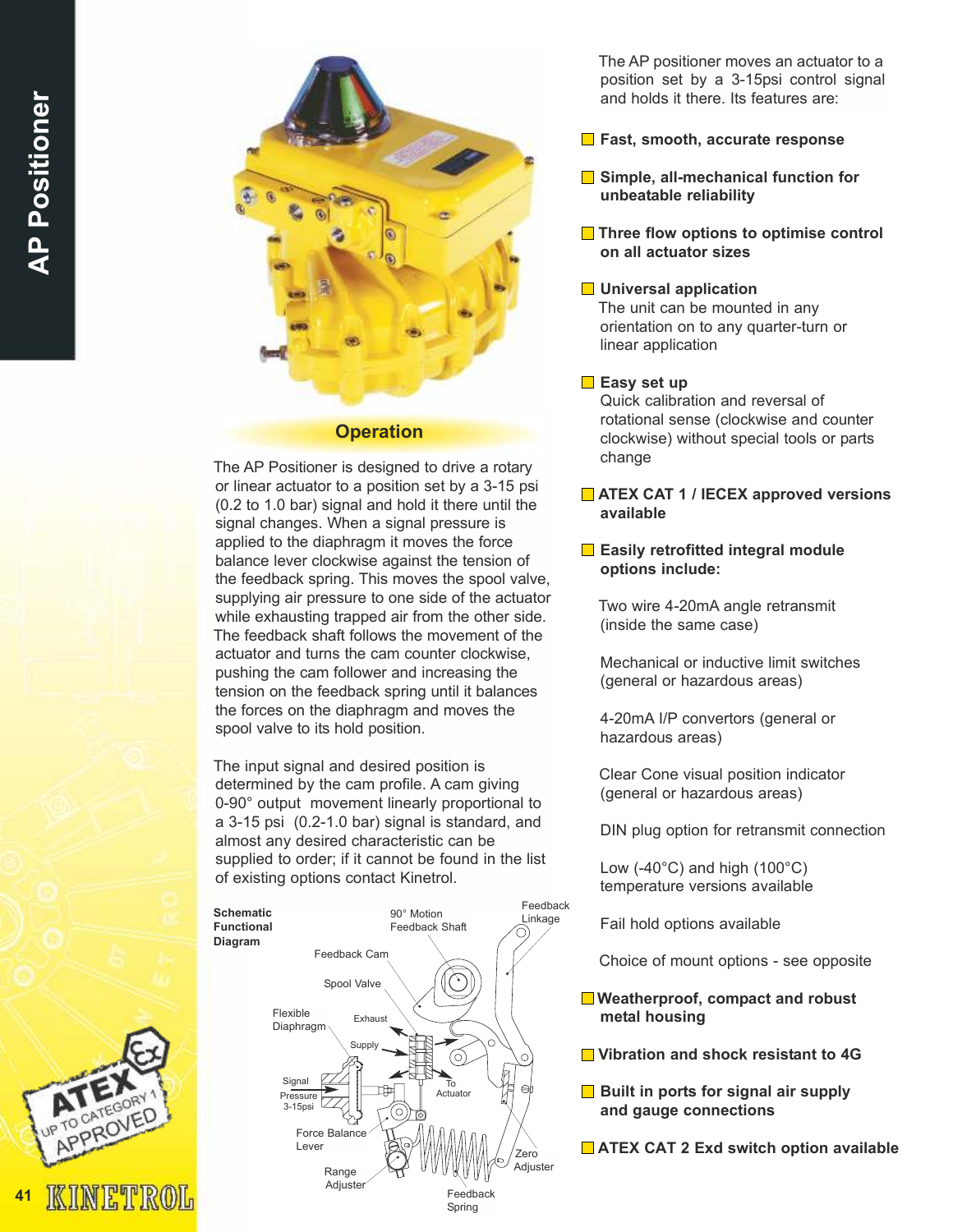# AP Positioner

## Operation

The AP Positioner is designed to drive a rotary or linear actuator to a position set by a 3-15 psi (0.2 to 1.0 bar) signal and hold it there until the signal changes. When a signal pressure is applied to the diaphragm it moves the force balance lever clockwise against the tension of the feedback spring. This moves the spool valve, supplying air pressure to one side of the actuator while exhausting trapped air from the other side. The feedback shaft follows the movement of the actuator and turns the cam counter clockwise, pushing the cam follower and increasing the tension on the feedback spring until it balances the forces on the diaphragm and moves the spool valve to its hold position.

The input signal and desired position is determined by the cam profile. A cam giving 0-90° output movement linearly proportional to a 3-15 psi (0.2-1.0 bar) signal is standard, and almost any desired characteristic can be supplied to order; if it cannot be found in the list of existing options contact Kinetrol.

**Schematic Functional Diagram**

90° Motion Feedback Shaft, Feedback Linkage, Feedback Cam, Spool Valve, Flexible Diaphragm, Exhaust, Supply, Signal Pressure 3-15psi, To Actuator, Force Balance Lever, Zero Adjuster, Range Adjuster, Feedback Spring

The AP positioner moves an actuator to a position set by a 3-15psi control signal and holds it there. Its features are:

- **Fast, smooth, accurate response**
- **Simple, all-mechanical function for unbeatable reliability**
- **Three flow options to optimise control on all actuator sizes**
- **Universal application**
  The unit can be mounted in any orientation on to any quarter-turn or linear application
- **Easy set up**
  Quick calibration and reversal of rotational sense (clockwise and counter clockwise) without special tools or parts change
- **ATEX CAT 1 / IECEX approved versions available**
- **Easily retrofitted integral module options include:**

  Two wire 4-20mA angle retransmit (inside the same case)

  Mechanical or inductive limit switches (general or hazardous areas)

  4-20mA I/P convertors (general or hazardous areas)

  Clear Cone visual position indicator (general or hazardous areas)

  DIN plug option for retransmit connection

  Low (-40°C) and high (100°C) temperature versions available

  Fail hold options available

  Choice of mount options - see opposite
- **Weatherproof, compact and robust metal housing**
- **Vibration and shock resistant to 4G**
- **Built in ports for signal air supply and gauge connections**
- **ATEX CAT 2 Exd switch option available**

ATEX UP TO CATEGORY 1 APPROVED

KINETROL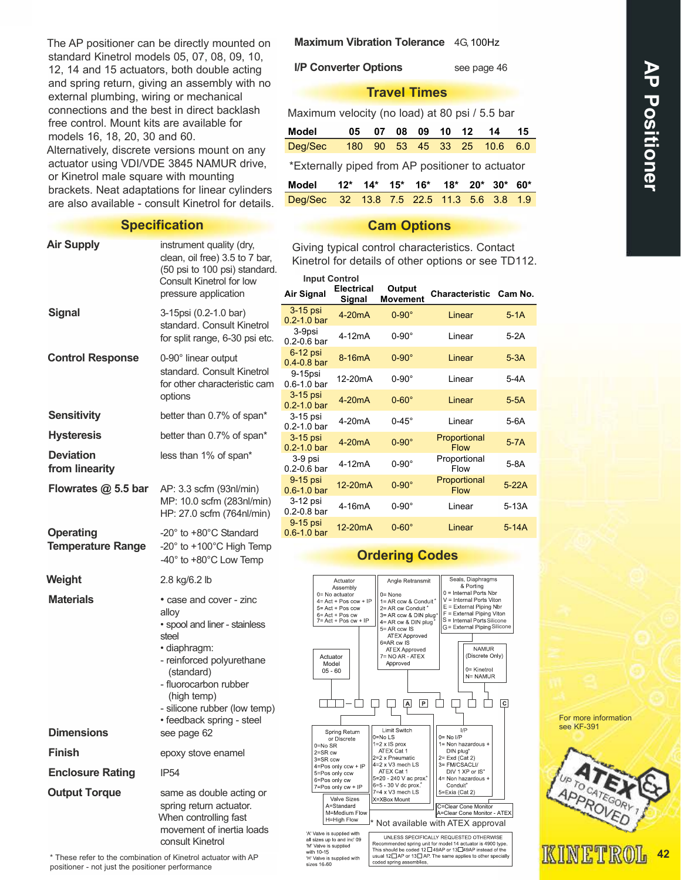# AP Positioner

The AP positioner can be directly mounted on standard Kinetrol models 05, 07, 08, 09, 10, 12, 14 and 15 actuators, both double acting and spring return, giving an assembly with no external plumbing, wiring or mechanical connections and the best in direct backlash free control. Mount kits are available for models 16, 18, 20, 30 and 60.
Alternatively, discrete versions mount on any actuator using VDI/VDE 3845 NAMUR drive, or Kinetrol male square with mounting brackets. Neat adaptations for linear cylinders are also available - consult Kinetrol for details.

## Specification

| | |
|---|---|
| **Air Supply** | instrument quality (dry, clean, oil free) 3.5 to 7 bar, (50 psi to 100 psi) standard. Consult Kinetrol for low pressure application |
| **Signal** | 3-15psi (0.2-1.0 bar) standard. Consult Kinetrol for split range, 6-30 psi etc. |
| **Control Response** | 0-90° linear output standard. Consult Kinetrol for other characteristic cam options |
| **Sensitivity** | better than 0.7% of span* |
| **Hysteresis** | better than 0.7% of span* |
| **Deviation from linearity** | less than 1% of span* |
| **Flowrates @ 5.5 bar** | AP: 3.3 scfm (93nl/min)<br>MP: 10.0 scfm (283nl/min)<br>HP: 27.0 scfm (764nl/min) |
| **Operating Temperature Range** | -20° to +80°C Standard<br>-20° to +100°C High Temp<br>-40° to +80°C Low Temp |
| **Weight** | 2.8 kg/6.2 lb |
| **Materials** | • case and cover - zinc alloy<br>• spool and liner - stainless steel<br>• diaphragm:<br>- reinforced polyurethane (standard)<br>- fluorocarbon rubber (high temp)<br>- silicone rubber (low temp)<br>• feedback spring - steel |
| **Dimensions** | see page 62 |
| **Finish** | epoxy stove enamel |
| **Enclosure Rating** | IP54 |
| **Output Torque** | same as double acting or spring return actuator. When controlling fast movement of inertia loads consult Kinetrol |

\* These refer to the combination of Kinetrol actuator with AP positioner - not just the positioner performance

**Maximum Vibration Tolerance** 4G, 100Hz

**I/P Converter Options** see page 46

## Travel Times

Maximum velocity (no load) at 80 psi / 5.5 bar

| Model | 05 | 07 | 08 | 09 | 10 | 12 | 14 | 15 |
|---|---|---|---|---|---|---|---|---|
| Deg/Sec | 180 | 90 | 53 | 45 | 33 | 25 | 10.6 | 6.0 |

*Externally piped from AP positioner to actuator

| Model | 12* | 14* | 15* | 16* | 18* | 20* | 30* | 60* |
|---|---|---|---|---|---|---|---|---|
| Deg/Sec | 32 | 13.8 | 7.5 | 22.5 | 11.3 | 5.6 | 3.8 | 1.9 |

## Cam Options

Giving typical control characteristics. Contact Kinetrol for details of other options or see TD112.

| Input Control | | | | |
|---|---|---|---|---|
| Air Signal | Electrical Signal | Output Movement | Characteristic | Cam No. |
| 3-15 psi 0.2-1.0 bar | 4-20mA | 0-90° | Linear | 5-1A |
| 3-9psi 0.2-0.6 bar | 4-12mA | 0-90° | Linear | 5-2A |
| 6-12 psi 0.4-0.8 bar | 8-16mA | 0-90° | Linear | 5-3A |
| 9-15psi 0.6-1.0 bar | 12-20mA | 0-90° | Linear | 5-4A |
| 3-15 psi 0.2-1.0 bar | 4-20mA | 0-60° | Linear | 5-5A |
| 3-15 psi 0.2-1.0 bar | 4-20mA | 0-45° | Linear | 5-6A |
| 3-15 psi 0.2-1.0 bar | 4-20mA | 0-90° | Proportional Flow | 5-7A |
| 3-9 psi 0.2-0.6 bar | 4-12mA | 0-90° | Proportional Flow | 5-8A |
| 9-15 psi 0.6-1.0 bar | 12-20mA | 0-90° | Proportional Flow | 5-22A |
| 3-12 psi 0.2-0.8 bar | 4-16mA | 0-90° | Linear | 5-13A |
| 9-15 psi 0.6-1.0 bar | 12-20mA | 0-60° | Linear | 5-14A |

## Ordering Codes

Code structure: ☐☐☐ – ☐ ☐ ☐ A P ☐ ☐ ☐ ☐ C

**Actuator Model**
05 - 60

**Actuator Assembly**
0= No actuator
4= Act + Pos ccw + IP
5= Act + Pos ccw
6= Act + Pos cw
7= Act + Pos cw + IP

**Angle Retransmit**
0= None
1= AR ccw & Conduit*
2= AR cw Conduit*
3= AR ccw & DIN plug*
4= AR cw & DIN plug*
5= AR ccw IS ATEX Approved
6=AR cw IS ATEX Approved
7= NO AR - ATEX Approved

**Seals, Diaphragms & Porting**
0 = Internal Ports Nbr
V = Internal Ports Viton
E = External Piping Nbr
F = External Piping Viton
S = Internal Ports Silicone
G = External Piping Silicone

**NAMUR (Discrete Only)**
0= Kinetrol
N= NAMUR

**Spring Return or Discrete**
0=No SR
2=SR cw
3=SR ccw
4=Pos only ccw + IP
5=Pos only ccw
6=Pos only cw
7=Pos only cw + IP

**Valve Sizes**
A=Standard
M=Medium Flow
H=High Flow

**Limit Switch**
0=No LS
1=2 x IS prox ATEX Cat 1
2=2 x Pneumatic
4=2 x V3 mech LS ATEX Cat 1
5=20 - 240 V ac prox*
6=5 - 30 V dc prox*
7=4 x V3 mech LS
X=XBox Mount

**I/P**
0= No I/P
1= Non hazardous + DIN plug*
2= Exd (Cat 2)
3= FM/CSACLI/ DIV 1 XP or IS*
4= Non hazardous + Conduit*
5=Exia (Cat 2)

C=Clear Cone Monitor
A=Clear Cone Monitor - ATEX

\* Not available with ATEX approval

'A' Valve is supplied with all sizes up to and inc' 09
'M' Valve is supplied with 10-15
'H' Valve is supplied with sizes 16-60

UNLESS SPECIFICALLY REQUESTED OTHERWISE
Recommended spring unit for model 14 actuator is 4900 type. This should be coded 12☐49AP or 13☐49AP instead of the usual 12☐AP or 13☐AP. The same applies to other specially coded spring assemblies.

For more information see KF-391

ATEX UP TO CATEGORY 1 APPROVED

KINETROL